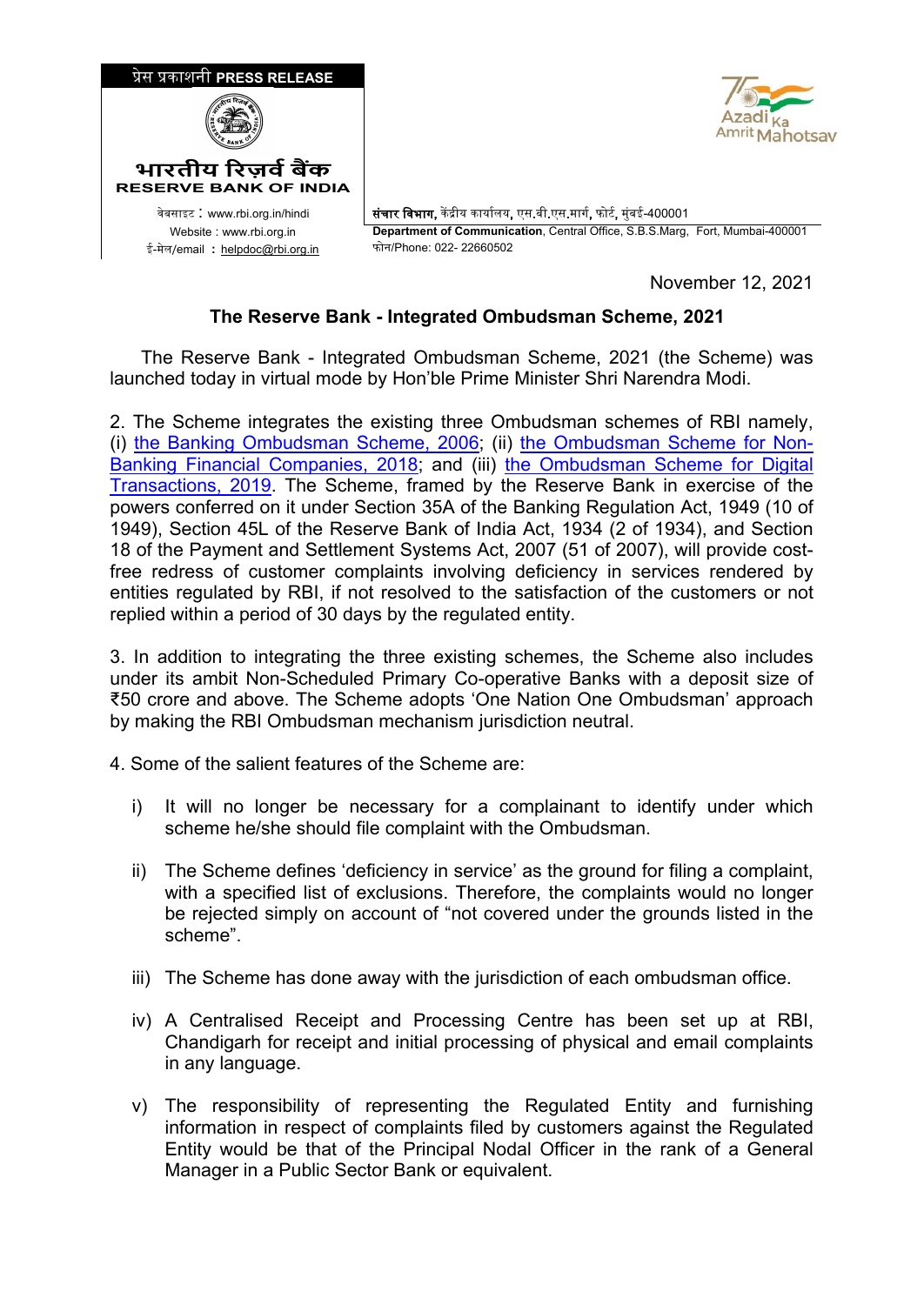प्रेस प्रकाशनी PRESS RELEASE

भारतीय रिज़र्व बैंक
RESERVE BANK OF INDIA

वेबसाइट : www.rbi.org.in/hindi
Website : www.rbi.org.in
ई-मेल/email : helpdoc@rbi.org.in

**संचार विभाग,** केंद्रीय कार्यालय, एस.बी.एस.मार्ग, फोर्ट, मुंबई-400001
**Department of Communication**, Central Office, S.B.S.Marg, Fort, Mumbai-400001
फोन/Phone: 022- 22660502

November 12, 2021

**The Reserve Bank - Integrated Ombudsman Scheme, 2021**

The Reserve Bank - Integrated Ombudsman Scheme, 2021 (the Scheme) was launched today in virtual mode by Hon'ble Prime Minister Shri Narendra Modi.

2. The Scheme integrates the existing three Ombudsman schemes of RBI namely, (i) the Banking Ombudsman Scheme, 2006; (ii) the Ombudsman Scheme for Non-Banking Financial Companies, 2018; and (iii) the Ombudsman Scheme for Digital Transactions, 2019. The Scheme, framed by the Reserve Bank in exercise of the powers conferred on it under Section 35A of the Banking Regulation Act, 1949 (10 of 1949), Section 45L of the Reserve Bank of India Act, 1934 (2 of 1934), and Section 18 of the Payment and Settlement Systems Act, 2007 (51 of 2007), will provide cost-free redress of customer complaints involving deficiency in services rendered by entities regulated by RBI, if not resolved to the satisfaction of the customers or not replied within a period of 30 days by the regulated entity.

3. In addition to integrating the three existing schemes, the Scheme also includes under its ambit Non-Scheduled Primary Co-operative Banks with a deposit size of ₹50 crore and above. The Scheme adopts 'One Nation One Ombudsman' approach by making the RBI Ombudsman mechanism jurisdiction neutral.

4. Some of the salient features of the Scheme are:

i) It will no longer be necessary for a complainant to identify under which scheme he/she should file complaint with the Ombudsman.

ii) The Scheme defines 'deficiency in service' as the ground for filing a complaint, with a specified list of exclusions. Therefore, the complaints would no longer be rejected simply on account of "not covered under the grounds listed in the scheme".

iii) The Scheme has done away with the jurisdiction of each ombudsman office.

iv) A Centralised Receipt and Processing Centre has been set up at RBI, Chandigarh for receipt and initial processing of physical and email complaints in any language.

v) The responsibility of representing the Regulated Entity and furnishing information in respect of complaints filed by customers against the Regulated Entity would be that of the Principal Nodal Officer in the rank of a General Manager in a Public Sector Bank or equivalent.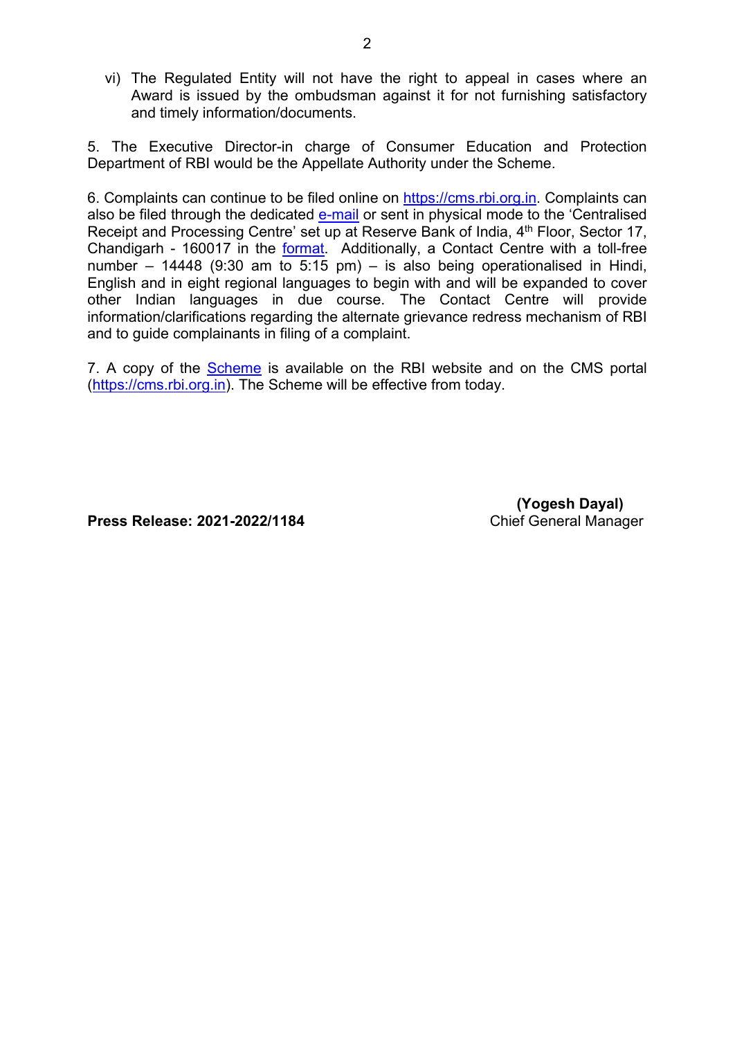vi) The Regulated Entity will not have the right to appeal in cases where an Award is issued by the ombudsman against it for not furnishing satisfactory and timely information/documents.

5. The Executive Director-in charge of Consumer Education and Protection Department of RBI would be the Appellate Authority under the Scheme.

6. Complaints can continue to be filed online on https://cms.rbi.org.in. Complaints can also be filed through the dedicated e-mail or sent in physical mode to the 'Centralised Receipt and Processing Centre' set up at Reserve Bank of India, 4th Floor, Sector 17, Chandigarh - 160017 in the format. Additionally, a Contact Centre with a toll-free number – 14448 (9:30 am to 5:15 pm) – is also being operationalised in Hindi, English and in eight regional languages to begin with and will be expanded to cover other Indian languages in due course. The Contact Centre will provide information/clarifications regarding the alternate grievance redress mechanism of RBI and to guide complainants in filing of a complaint.

7. A copy of the Scheme is available on the RBI website and on the CMS portal (https://cms.rbi.org.in). The Scheme will be effective from today.

**(Yogesh Dayal)**
Chief General Manager

**Press Release: 2021-2022/1184**